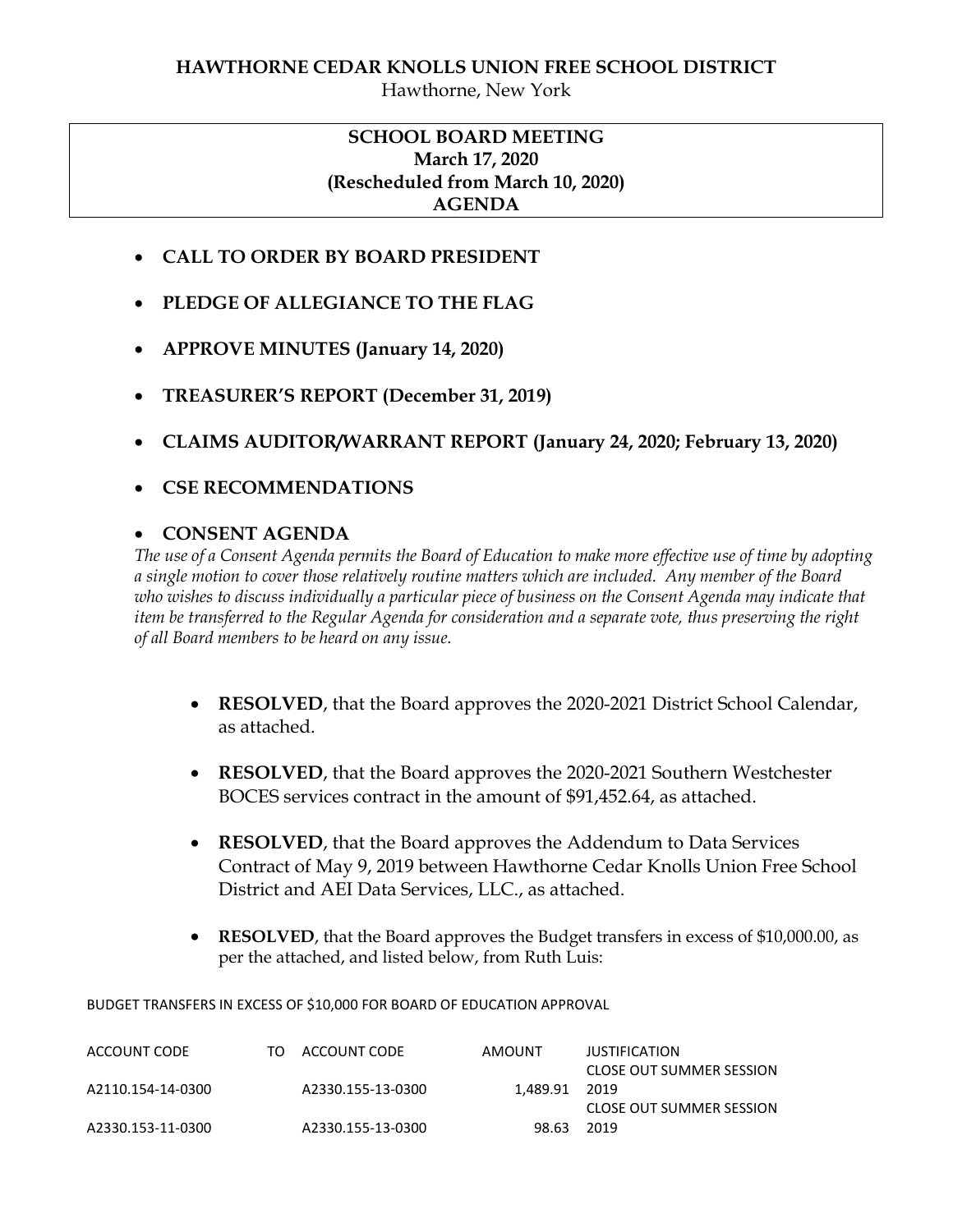**HAWTHORNE CEDAR KNOLLS UNION FREE SCHOOL DISTRICT**
Hawthorne, New York

**SCHOOL BOARD MEETING**
**March 17, 2020**
**(Rescheduled from March 10, 2020)**
**AGENDA**

- **CALL TO ORDER BY BOARD PRESIDENT**
- **PLEDGE OF ALLEGIANCE TO THE FLAG**
- **APPROVE MINUTES (January 14, 2020)**
- **TREASURER'S REPORT (December 31, 2019)**
- **CLAIMS AUDITOR/WARRANT REPORT (January 24, 2020; February 13, 2020)**
- **CSE RECOMMENDATIONS**
- **CONSENT AGENDA**

*The use of a Consent Agenda permits the Board of Education to make more effective use of time by adopting a single motion to cover those relatively routine matters which are included. Any member of the Board who wishes to discuss individually a particular piece of business on the Consent Agenda may indicate that item be transferred to the Regular Agenda for consideration and a separate vote, thus preserving the right of all Board members to be heard on any issue.*

- **RESOLVED**, that the Board approves the 2020-2021 District School Calendar, as attached.
- **RESOLVED**, that the Board approves the 2020-2021 Southern Westchester BOCES services contract in the amount of $91,452.64, as attached.
- **RESOLVED**, that the Board approves the Addendum to Data Services Contract of May 9, 2019 between Hawthorne Cedar Knolls Union Free School District and AEI Data Services, LLC., as attached.
- **RESOLVED**, that the Board approves the Budget transfers in excess of $10,000.00, as per the attached, and listed below, from Ruth Luis:

BUDGET TRANSFERS IN EXCESS OF $10,000 FOR BOARD OF EDUCATION APPROVAL

| ACCOUNT CODE | TO | ACCOUNT CODE | AMOUNT | JUSTIFICATION |
|---|---|---|---|---|
| A2110.154-14-0300 | | A2330.155-13-0300 | 1,489.91 | CLOSE OUT SUMMER SESSION 2019 |
| A2330.153-11-0300 | | A2330.155-13-0300 | 98.63 | CLOSE OUT SUMMER SESSION 2019 |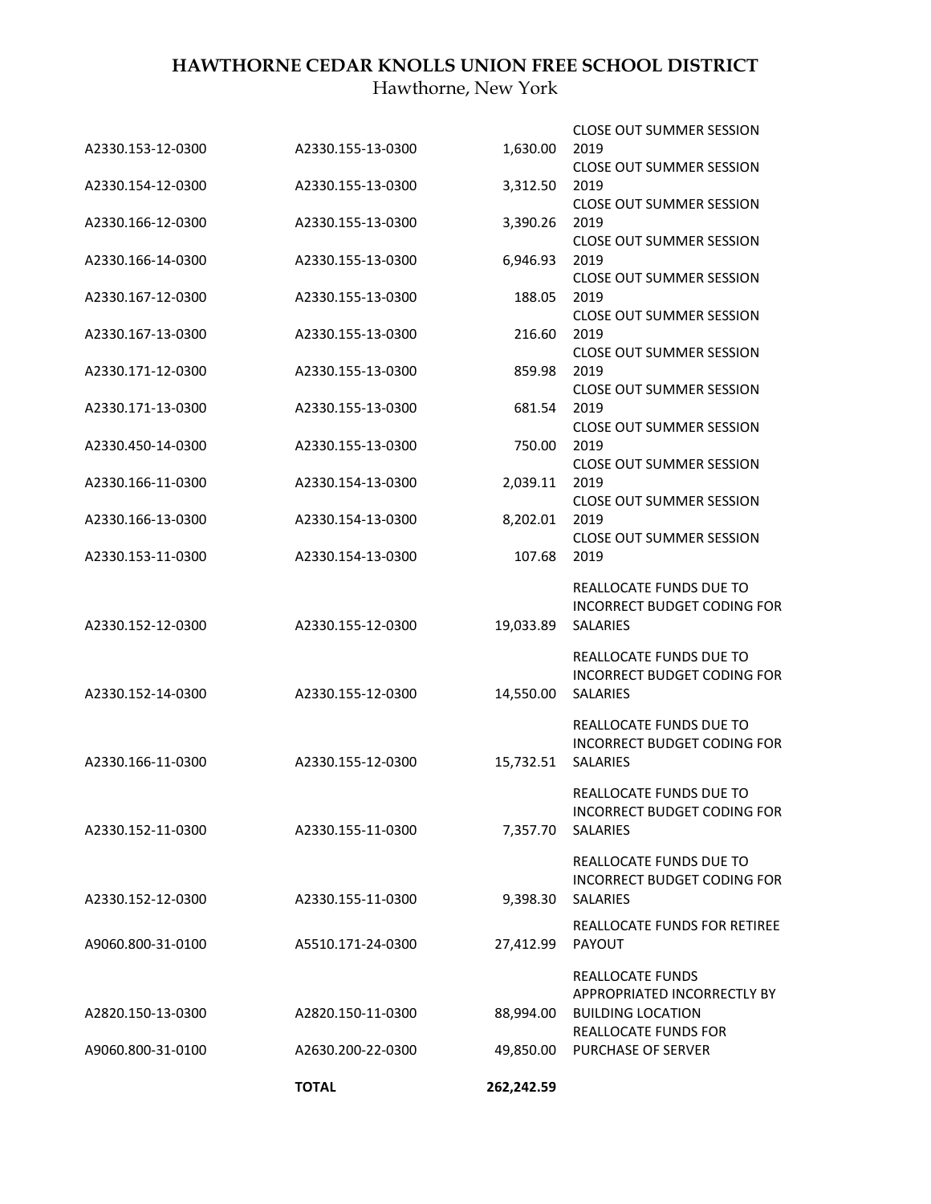**HAWTHORNE CEDAR KNOLLS UNION FREE SCHOOL DISTRICT**

Hawthorne, New York

| | | | |
|---|---|---|---|
| A2330.153-12-0300 | A2330.155-13-0300 | 1,630.00 | CLOSE OUT SUMMER SESSION 2019 |
| A2330.154-12-0300 | A2330.155-13-0300 | 3,312.50 | CLOSE OUT SUMMER SESSION 2019 |
| A2330.166-12-0300 | A2330.155-13-0300 | 3,390.26 | CLOSE OUT SUMMER SESSION 2019 |
| A2330.166-14-0300 | A2330.155-13-0300 | 6,946.93 | CLOSE OUT SUMMER SESSION 2019 |
| A2330.167-12-0300 | A2330.155-13-0300 | 188.05 | CLOSE OUT SUMMER SESSION 2019 |
| A2330.167-13-0300 | A2330.155-13-0300 | 216.60 | CLOSE OUT SUMMER SESSION 2019 |
| A2330.171-12-0300 | A2330.155-13-0300 | 859.98 | CLOSE OUT SUMMER SESSION 2019 |
| A2330.171-13-0300 | A2330.155-13-0300 | 681.54 | CLOSE OUT SUMMER SESSION 2019 |
| A2330.450-14-0300 | A2330.155-13-0300 | 750.00 | CLOSE OUT SUMMER SESSION 2019 |
| A2330.166-11-0300 | A2330.154-13-0300 | 2,039.11 | CLOSE OUT SUMMER SESSION 2019 |
| A2330.166-13-0300 | A2330.154-13-0300 | 8,202.01 | CLOSE OUT SUMMER SESSION 2019 |
| A2330.153-11-0300 | A2330.154-13-0300 | 107.68 | CLOSE OUT SUMMER SESSION 2019 |
| A2330.152-12-0300 | A2330.155-12-0300 | 19,033.89 | REALLOCATE FUNDS DUE TO INCORRECT BUDGET CODING FOR SALARIES |
| A2330.152-14-0300 | A2330.155-12-0300 | 14,550.00 | REALLOCATE FUNDS DUE TO INCORRECT BUDGET CODING FOR SALARIES |
| A2330.166-11-0300 | A2330.155-12-0300 | 15,732.51 | REALLOCATE FUNDS DUE TO INCORRECT BUDGET CODING FOR SALARIES |
| A2330.152-11-0300 | A2330.155-11-0300 | 7,357.70 | REALLOCATE FUNDS DUE TO INCORRECT BUDGET CODING FOR SALARIES |
| A2330.152-12-0300 | A2330.155-11-0300 | 9,398.30 | REALLOCATE FUNDS DUE TO INCORRECT BUDGET CODING FOR SALARIES |
| A9060.800-31-0100 | A5510.171-24-0300 | 27,412.99 | REALLOCATE FUNDS FOR RETIREE PAYOUT |
| A2820.150-13-0300 | A2820.150-11-0300 | 88,994.00 | REALLOCATE FUNDS APPROPRIATED INCORRECTLY BY BUILDING LOCATION |
| A9060.800-31-0100 | A2630.200-22-0300 | 49,850.00 | REALLOCATE FUNDS FOR PURCHASE OF SERVER |
| | **TOTAL** | **262,242.59** | |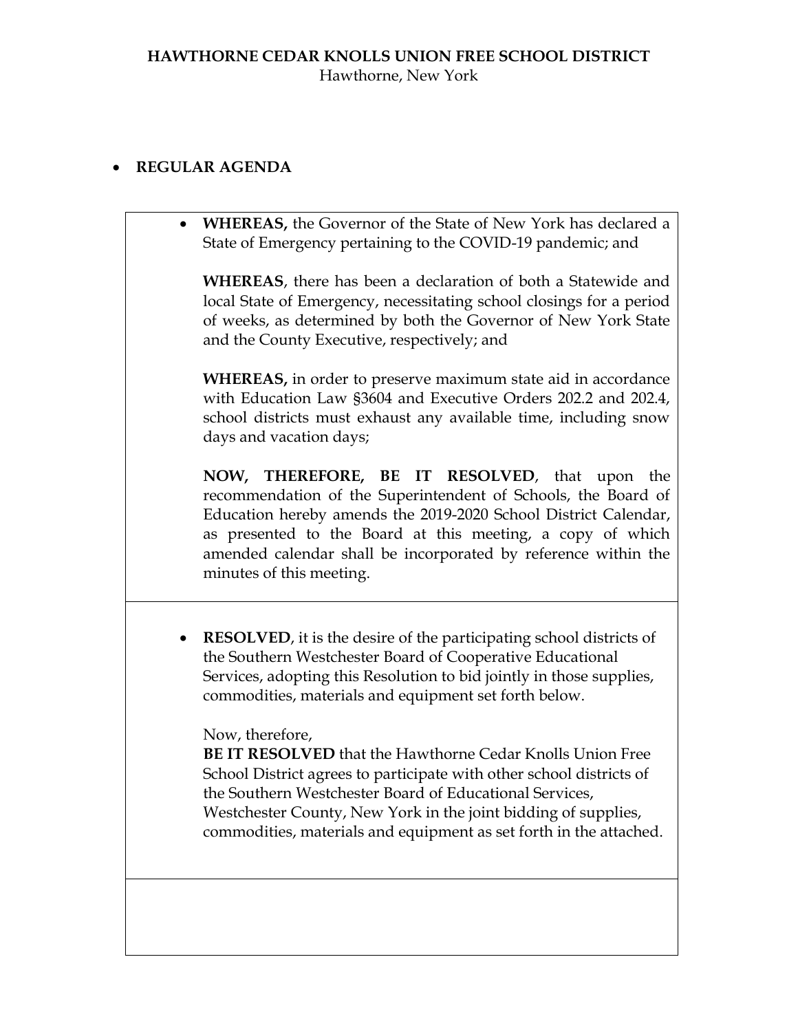**HAWTHORNE CEDAR KNOLLS UNION FREE SCHOOL DISTRICT**
Hawthorne, New York

- **REGULAR AGENDA**

- **WHEREAS,** the Governor of the State of New York has declared a State of Emergency pertaining to the COVID-19 pandemic; and

  **WHEREAS**, there has been a declaration of both a Statewide and local State of Emergency, necessitating school closings for a period of weeks, as determined by both the Governor of New York State and the County Executive, respectively; and

  **WHEREAS,** in order to preserve maximum state aid in accordance with Education Law §3604 and Executive Orders 202.2 and 202.4, school districts must exhaust any available time, including snow days and vacation days;

  **NOW, THEREFORE, BE IT RESOLVED**, that upon the recommendation of the Superintendent of Schools, the Board of Education hereby amends the 2019-2020 School District Calendar, as presented to the Board at this meeting, a copy of which amended calendar shall be incorporated by reference within the minutes of this meeting.

- **RESOLVED**, it is the desire of the participating school districts of the Southern Westchester Board of Cooperative Educational Services, adopting this Resolution to bid jointly in those supplies, commodities, materials and equipment set forth below.

  Now, therefore,
  **BE IT RESOLVED** that the Hawthorne Cedar Knolls Union Free School District agrees to participate with other school districts of the Southern Westchester Board of Educational Services, Westchester County, New York in the joint bidding of supplies, commodities, materials and equipment as set forth in the attached.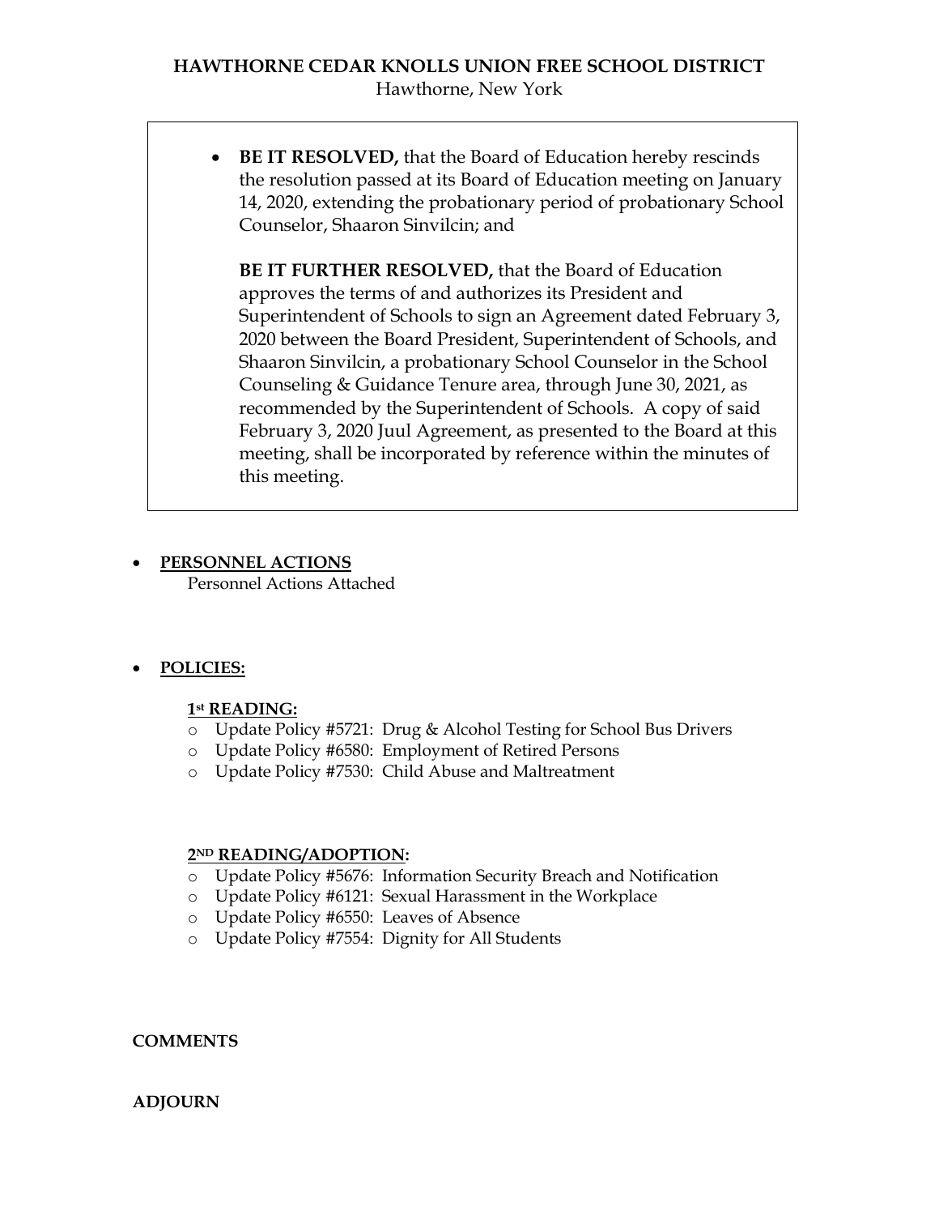**HAWTHORNE CEDAR KNOLLS UNION FREE SCHOOL DISTRICT**
Hawthorne, New York

- **BE IT RESOLVED,** that the Board of Education hereby rescinds the resolution passed at its Board of Education meeting on January 14, 2020, extending the probationary period of probationary School Counselor, Shaaron Sinvilcin; and

  **BE IT FURTHER RESOLVED,** that the Board of Education approves the terms of and authorizes its President and Superintendent of Schools to sign an Agreement dated February 3, 2020 between the Board President, Superintendent of Schools, and Shaaron Sinvilcin, a probationary School Counselor in the School Counseling & Guidance Tenure area, through June 30, 2021, as recommended by the Superintendent of Schools. A copy of said February 3, 2020 Juul Agreement, as presented to the Board at this meeting, shall be incorporated by reference within the minutes of this meeting.

- **PERSONNEL ACTIONS**
  Personnel Actions Attached

- **POLICIES:**

  **1st READING:**
  - Update Policy #5721: Drug & Alcohol Testing for School Bus Drivers
  - Update Policy #6580: Employment of Retired Persons
  - Update Policy #7530: Child Abuse and Maltreatment

  **2ND READING/ADOPTION:**
  - Update Policy #5676: Information Security Breach and Notification
  - Update Policy #6121: Sexual Harassment in the Workplace
  - Update Policy #6550: Leaves of Absence
  - Update Policy #7554: Dignity for All Students

**COMMENTS**

**ADJOURN**